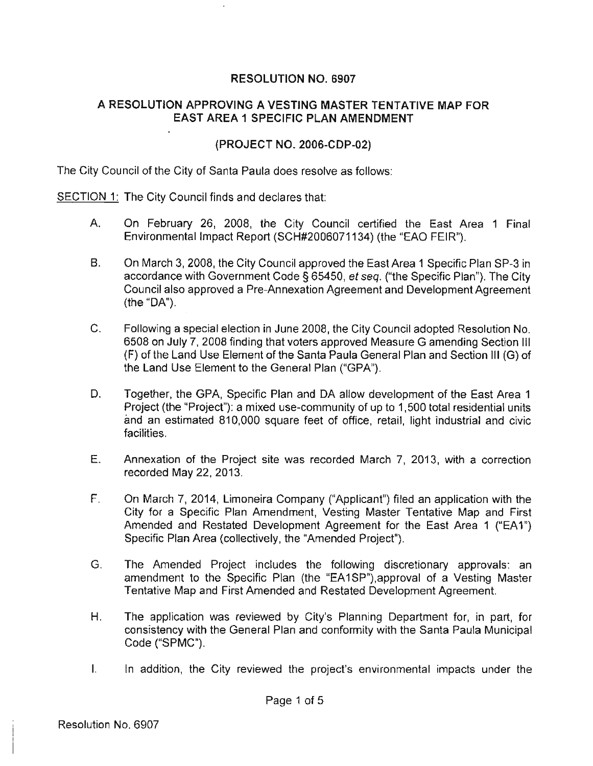# RESOLUTION NO. 6907

## A RESOLUTION APPROVING A VESTING MASTER TENTATIVE MAP FOR EAST AREA 1 SPECIFIC PLAN AMENDMENT

### (PROJECT NO. 2006-CDP-02)

The City Council of the City of Santa Paula does resolve as follows:

SECTION 1: The City Council finds and declares that:

A. On February 26, 2008, the City Council certified the East Area 1 Final Environmental Impact Report (SCH#2006071134) (the "EAO FEIR").

B. On March 3, 2008, the City Council approved the East Area 1 Specific Plan SP-3 in accordance with Government Code § 65450, *et seq.* ("the Specific Plan"). The City Council also approved a Pre-Annexation Agreement and Development Agreement (the "DA").

C. Following a special election in June 2008, the City Council adopted Resolution No. 6508 on July 7, 2008 finding that voters approved Measure G amending Section III (F) of the Land Use Element of the Santa Paula General Plan and Section III (G) of the Land Use Element to the General Plan ("GPA").

D. Together, the GPA, Specific Plan and DA allow development of the East Area 1 Project (the "Project"): a mixed use-community of up to 1,500 total residential units and an estimated 810,000 square feet of office, retail, light industrial and civic facilities.

E. Annexation of the Project site was recorded March 7, 2013, with a correction recorded May 22, 2013.

F. On March 7, 2014, Limoneira Company ("Applicant") filed an application with the City for a Specific Plan Amendment, Vesting Master Tentative Map and First Amended and Restated Development Agreement for the East Area 1 ("EA1") Specific Plan Area (collectively, the "Amended Project").

G. The Amended Project includes the following discretionary approvals: an amendment to the Specific Plan (the "EA1SP"),approval of a Vesting Master Tentative Map and First Amended and Restated Development Agreement.

H. The application was reviewed by City's Planning Department for, in part, for consistency with the General Plan and conformity with the Santa Paula Municipal Code ("SPMC").

I. In addition, the City reviewed the project's environmental impacts under the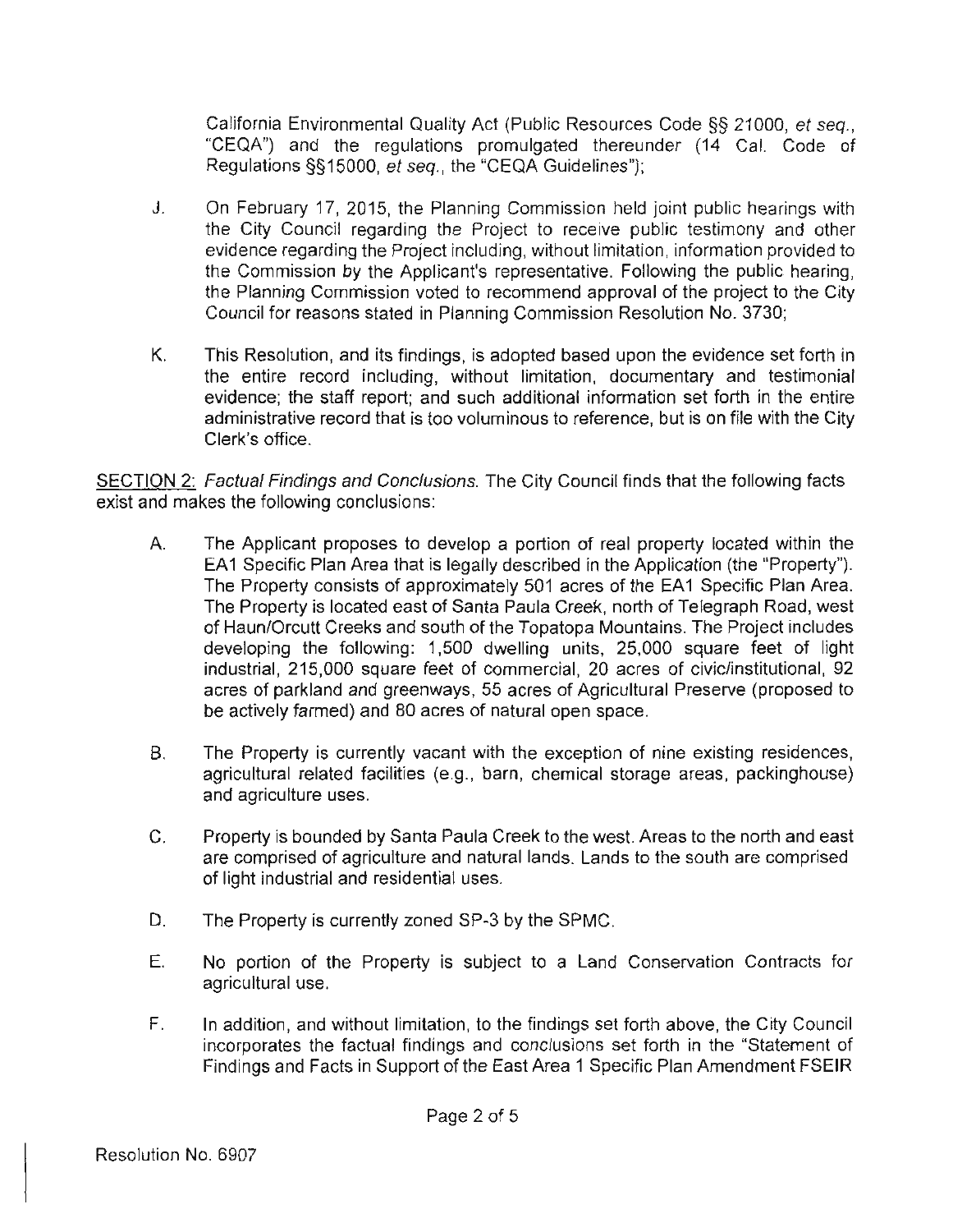California Environmental Quality Act (Public Resources Code §§ 21000, *et seq.*, "CEQA") and the regulations promulgated thereunder (14 Cal. Code of Regulations §§15000, *et seq.*, the "CEQA Guidelines");

J. On February 17, 2015, the Planning Commission held joint public hearings with the City Council regarding the Project to receive public testimony and other evidence regarding the Project including, without limitation, information provided to the Commission by the Applicant's representative. Following the public hearing, the Planning Commission voted to recommend approval of the project to the City Council for reasons stated in Planning Commission Resolution No. 3730;

K. This Resolution, and its findings, is adopted based upon the evidence set forth in the entire record including, without limitation, documentary and testimonial evidence; the staff report; and such additional information set forth in the entire administrative record that is too voluminous to reference, but is on file with the City Clerk's office.

SECTION 2: *Factual Findings and Conclusions.* The City Council finds that the following facts exist and makes the following conclusions:

A. The Applicant proposes to develop a portion of real property located within the EA1 Specific Plan Area that is legally described in the Application (the "Property"). The Property consists of approximately 501 acres of the EA1 Specific Plan Area. The Property is located east of Santa Paula Creek, north of Telegraph Road, west of Haun/Orcutt Creeks and south of the Topatopa Mountains. The Project includes developing the following: 1,500 dwelling units, 25,000 square feet of light industrial, 215,000 square feet of commercial, 20 acres of civic/institutional, 92 acres of parkland and greenways, 55 acres of Agricultural Preserve (proposed to be actively farmed) and 80 acres of natural open space.

B. The Property is currently vacant with the exception of nine existing residences, agricultural related facilities (e.g., barn, chemical storage areas, packinghouse) and agriculture uses.

C. Property is bounded by Santa Paula Creek to the west. Areas to the north and east are comprised of agriculture and natural lands. Lands to the south are comprised of light industrial and residential uses.

D. The Property is currently zoned SP-3 by the SPMC.

E. No portion of the Property is subject to a Land Conservation Contracts for agricultural use.

F. In addition, and without limitation, to the findings set forth above, the City Council incorporates the factual findings and conclusions set forth in the "Statement of Findings and Facts in Support of the East Area 1 Specific Plan Amendment FSEIR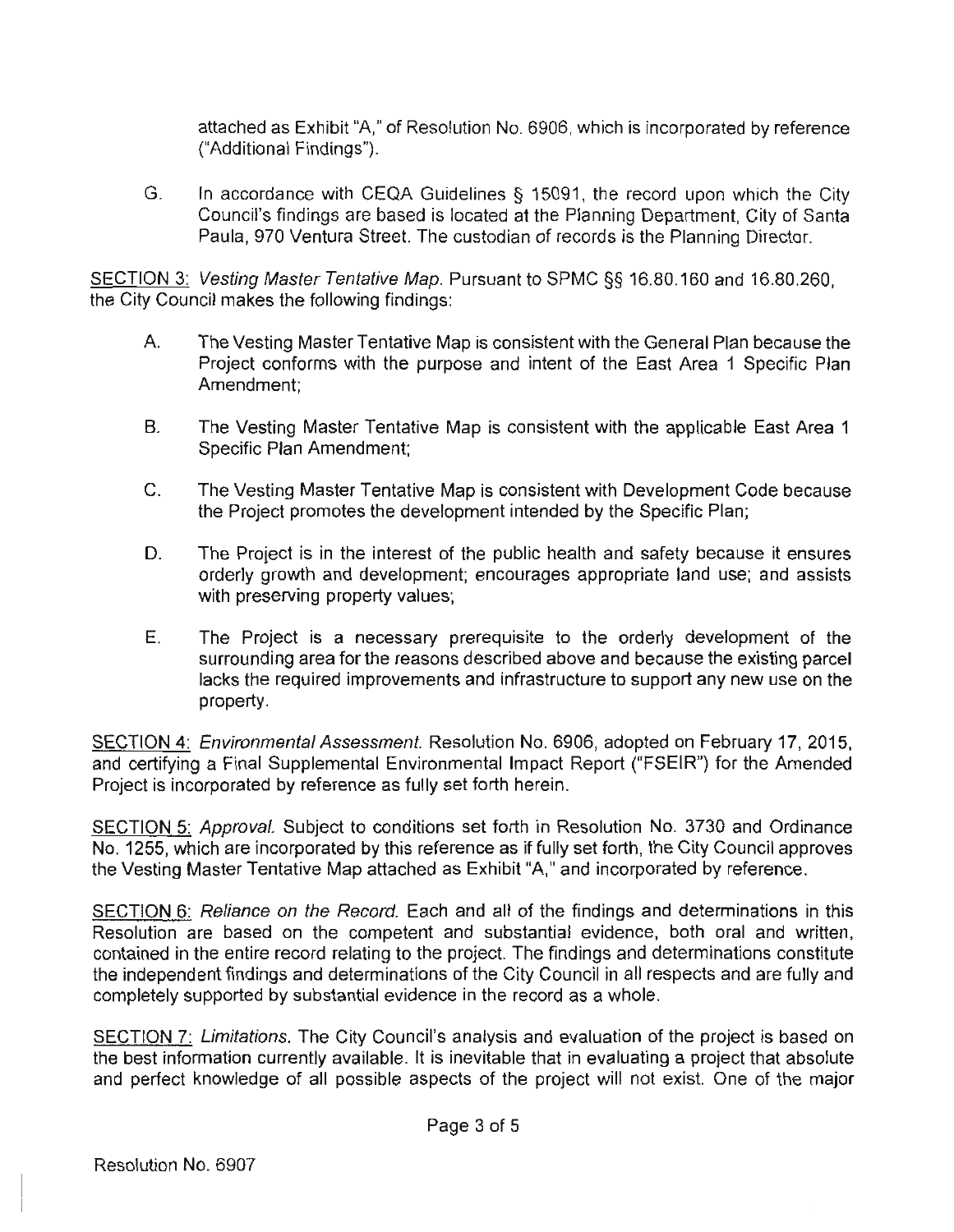attached as Exhibit "A," of Resolution No. 6906, which is incorporated by reference ("Additional Findings").

G. In accordance with CEQA Guidelines § 15091, the record upon which the City Council's findings are based is located at the Planning Department, City of Santa Paula, 970 Ventura Street. The custodian of records is the Planning Director.

SECTION 3: *Vesting Master Tentative Map.* Pursuant to SPMC §§ 16.80.160 and 16.80.260, the City Council makes the following findings:

A. The Vesting Master Tentative Map is consistent with the General Plan because the Project conforms with the purpose and intent of the East Area 1 Specific Plan Amendment;

B. The Vesting Master Tentative Map is consistent with the applicable East Area 1 Specific Plan Amendment;

C. The Vesting Master Tentative Map is consistent with Development Code because the Project promotes the development intended by the Specific Plan;

D. The Project is in the interest of the public health and safety because it ensures orderly growth and development; encourages appropriate land use; and assists with preserving property values;

E. The Project is a necessary prerequisite to the orderly development of the surrounding area for the reasons described above and because the existing parcel lacks the required improvements and infrastructure to support any new use on the property.

SECTION 4: *Environmental Assessment.* Resolution No. 6906, adopted on February 17, 2015, and certifying a Final Supplemental Environmental Impact Report ("FSEIR") for the Amended Project is incorporated by reference as fully set forth herein.

SECTION 5: *Approval.* Subject to conditions set forth in Resolution No. 3730 and Ordinance No. 1255, which are incorporated by this reference as if fully set forth, the City Council approves the Vesting Master Tentative Map attached as Exhibit "A," and incorporated by reference.

SECTION 6: *Reliance on the Record.* Each and all of the findings and determinations in this Resolution are based on the competent and substantial evidence, both oral and written, contained in the entire record relating to the project. The findings and determinations constitute the independent findings and determinations of the City Council in all respects and are fully and completely supported by substantial evidence in the record as a whole.

SECTION 7: *Limitations.* The City Council's analysis and evaluation of the project is based on the best information currently available. It is inevitable that in evaluating a project that absolute and perfect knowledge of all possible aspects of the project will not exist. One of the major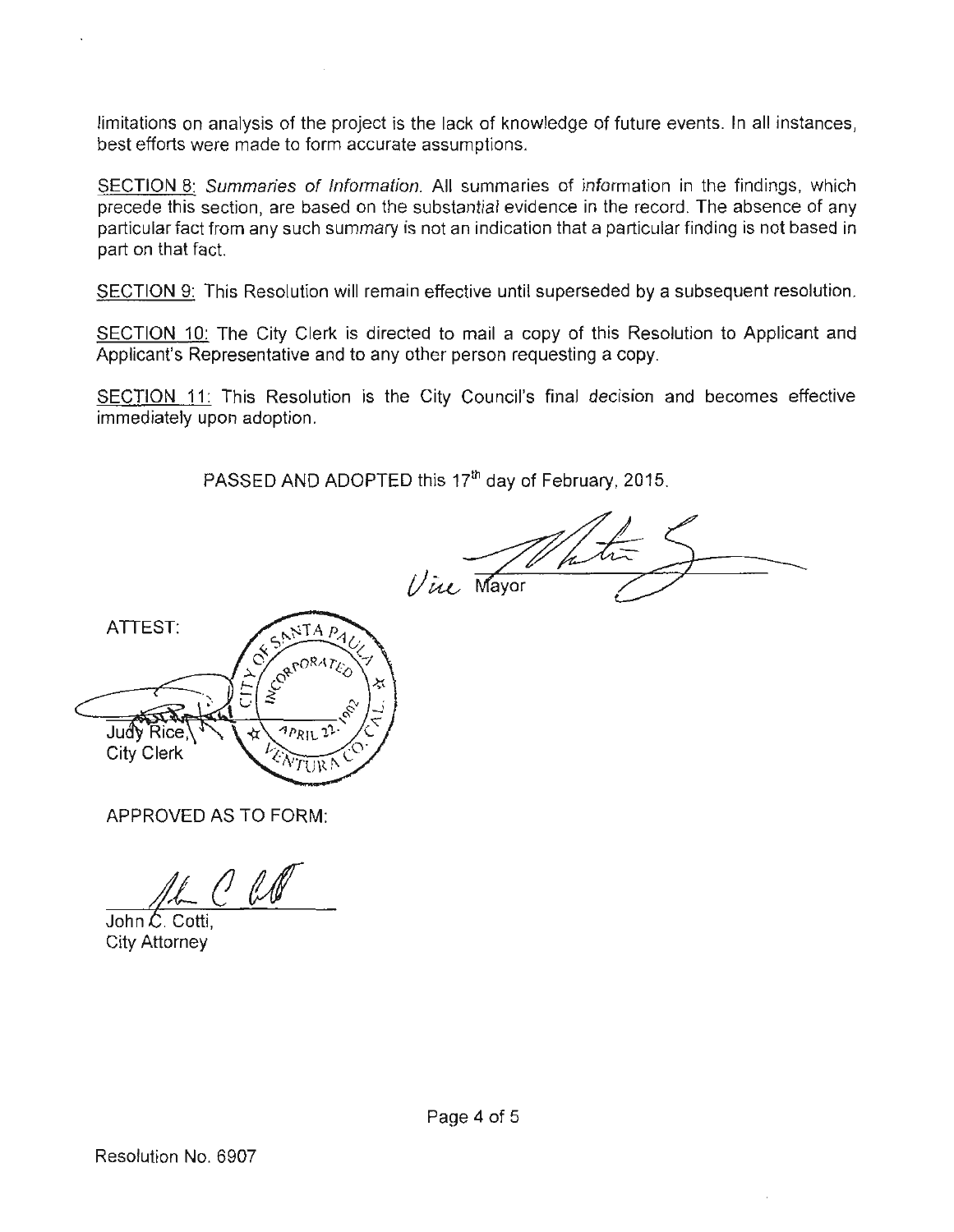limitations on analysis of the project is the lack of knowledge of future events. In all instances, best efforts were made to form accurate assumptions.

SECTION 8: *Summaries of Information.* All summaries of information in the findings, which precede this section, are based on the substantial evidence in the record. The absence of any particular fact from any such summary is not an indication that a particular finding is not based in part on that fact.

SECTION 9: This Resolution will remain effective until superseded by a subsequent resolution.

SECTION 10: The City Clerk is directed to mail a copy of this Resolution to Applicant and Applicant's Representative and to any other person requesting a copy.

SECTION 11: This Resolution is the City Council's final decision and becomes effective immediately upon adoption.

PASSED AND ADOPTED this 17th day of February, 2015.

Vice Mayor

ATTEST:

Judy Rice,
City Clerk

CITY OF SANTA PAULA
INCORPORATED
APRIL 22, 1902
VENTURA CO. CAL.

APPROVED AS TO FORM:

John C. Cotti,
City Attorney

Resolution No. 6907